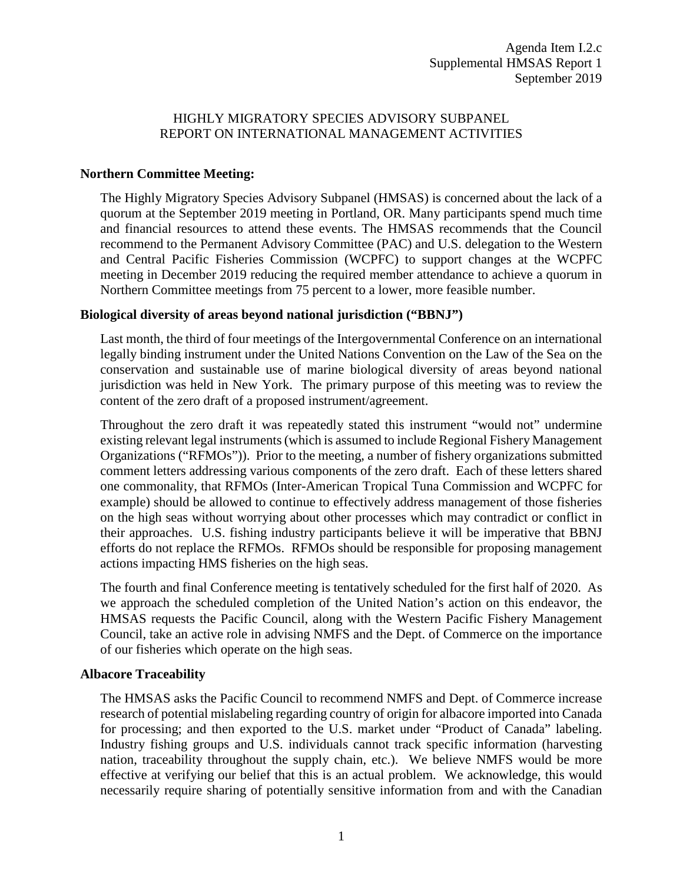Agenda Item I.2.c
Supplemental HMSAS Report 1
September 2019

# HIGHLY MIGRATORY SPECIES ADVISORY SUBPANEL REPORT ON INTERNATIONAL MANAGEMENT ACTIVITIES

## Northern Committee Meeting:

The Highly Migratory Species Advisory Subpanel (HMSAS) is concerned about the lack of a quorum at the September 2019 meeting in Portland, OR. Many participants spend much time and financial resources to attend these events. The HMSAS recommends that the Council recommend to the Permanent Advisory Committee (PAC) and U.S. delegation to the Western and Central Pacific Fisheries Commission (WCPFC) to support changes at the WCPFC meeting in December 2019 reducing the required member attendance to achieve a quorum in Northern Committee meetings from 75 percent to a lower, more feasible number.

## Biological diversity of areas beyond national jurisdiction ("BBNJ")

Last month, the third of four meetings of the Intergovernmental Conference on an international legally binding instrument under the United Nations Convention on the Law of the Sea on the conservation and sustainable use of marine biological diversity of areas beyond national jurisdiction was held in New York. The primary purpose of this meeting was to review the content of the zero draft of a proposed instrument/agreement.

Throughout the zero draft it was repeatedly stated this instrument "would not" undermine existing relevant legal instruments (which is assumed to include Regional Fishery Management Organizations ("RFMOs")). Prior to the meeting, a number of fishery organizations submitted comment letters addressing various components of the zero draft. Each of these letters shared one commonality, that RFMOs (Inter-American Tropical Tuna Commission and WCPFC for example) should be allowed to continue to effectively address management of those fisheries on the high seas without worrying about other processes which may contradict or conflict in their approaches. U.S. fishing industry participants believe it will be imperative that BBNJ efforts do not replace the RFMOs. RFMOs should be responsible for proposing management actions impacting HMS fisheries on the high seas.

The fourth and final Conference meeting is tentatively scheduled for the first half of 2020. As we approach the scheduled completion of the United Nation's action on this endeavor, the HMSAS requests the Pacific Council, along with the Western Pacific Fishery Management Council, take an active role in advising NMFS and the Dept. of Commerce on the importance of our fisheries which operate on the high seas.

## Albacore Traceability

The HMSAS asks the Pacific Council to recommend NMFS and Dept. of Commerce increase research of potential mislabeling regarding country of origin for albacore imported into Canada for processing; and then exported to the U.S. market under "Product of Canada" labeling. Industry fishing groups and U.S. individuals cannot track specific information (harvesting nation, traceability throughout the supply chain, etc.). We believe NMFS would be more effective at verifying our belief that this is an actual problem. We acknowledge, this would necessarily require sharing of potentially sensitive information from and with the Canadian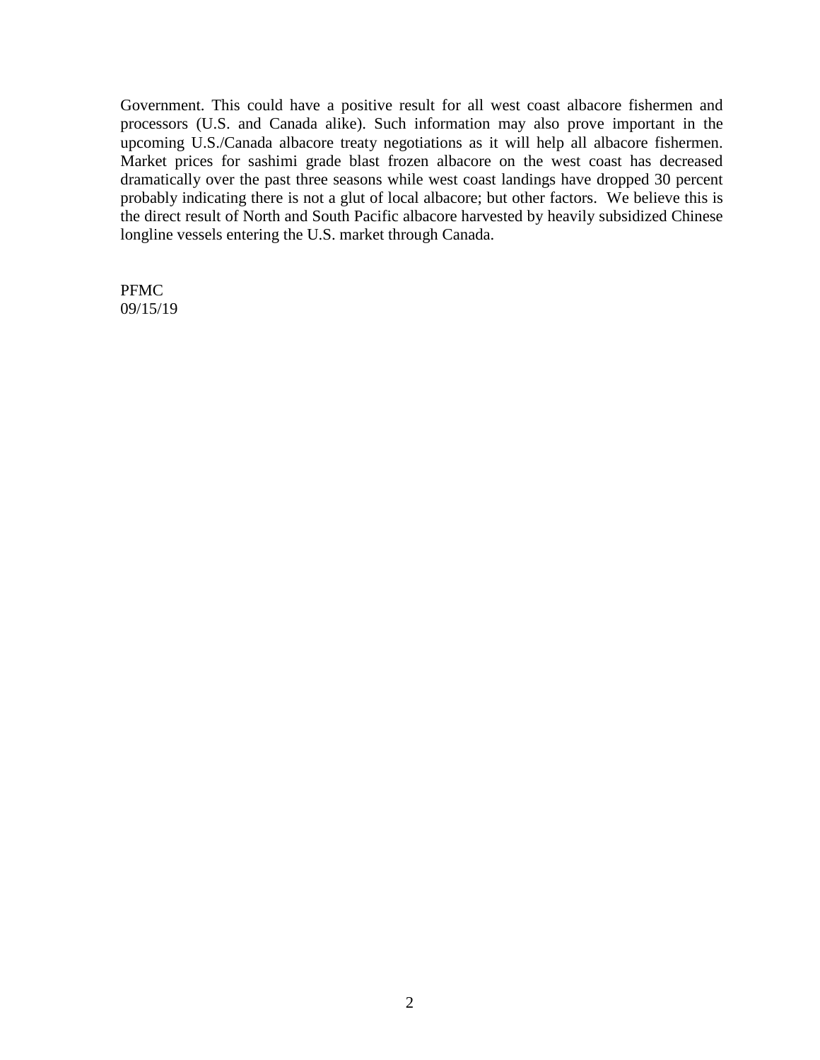Government. This could have a positive result for all west coast albacore fishermen and processors (U.S. and Canada alike). Such information may also prove important in the upcoming U.S./Canada albacore treaty negotiations as it will help all albacore fishermen. Market prices for sashimi grade blast frozen albacore on the west coast has decreased dramatically over the past three seasons while west coast landings have dropped 30 percent probably indicating there is not a glut of local albacore; but other factors. We believe this is the direct result of North and South Pacific albacore harvested by heavily subsidized Chinese longline vessels entering the U.S. market through Canada.

PFMC
09/15/19